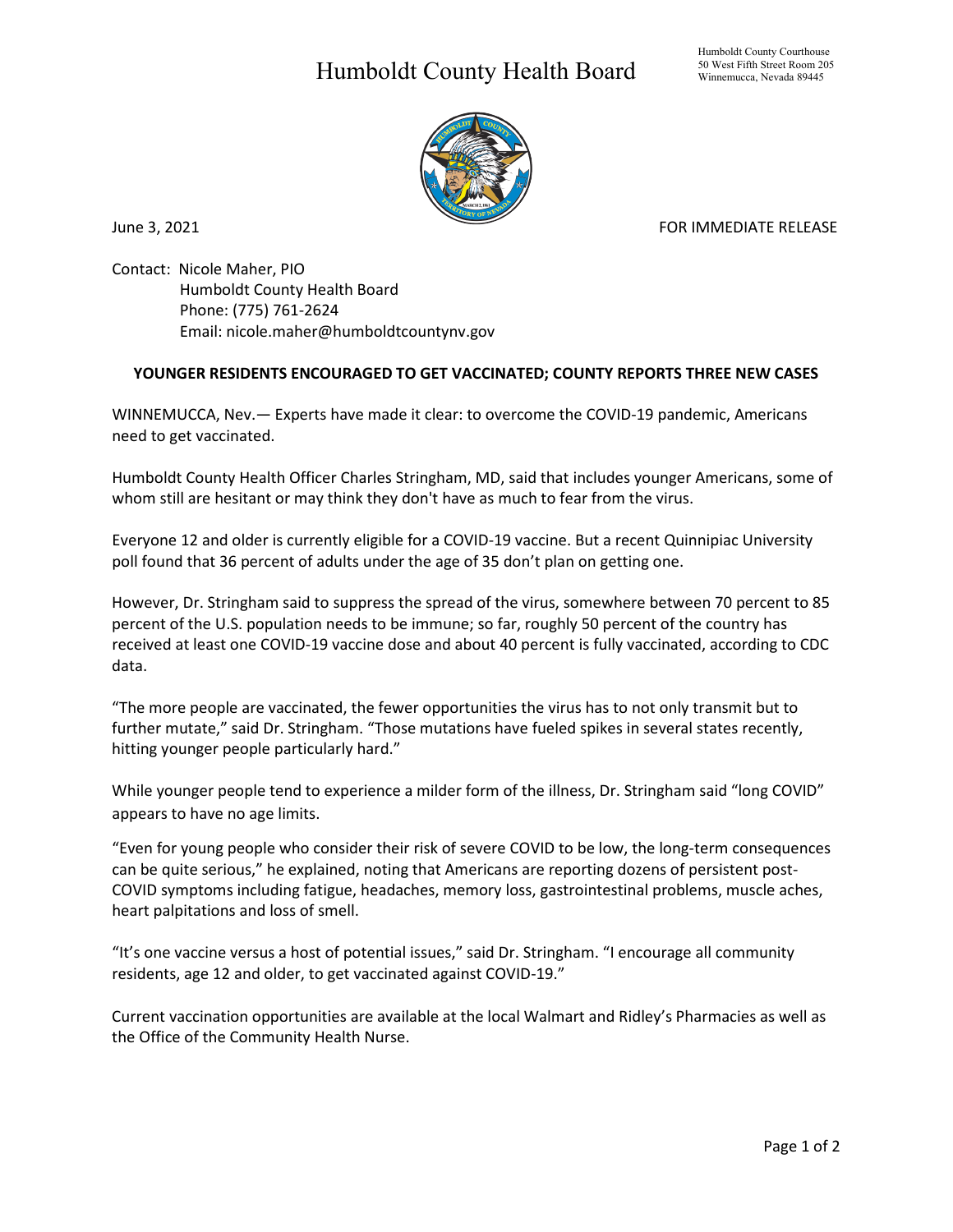# Humboldt County Health Board

Humboldt County Courthouse
50 West Fifth Street Room 205
Winnemucca, Nevada 89445

June 3, 2021

FOR IMMEDIATE RELEASE

Contact: Nicole Maher, PIO
Humboldt County Health Board
Phone: (775) 761-2624
Email: nicole.maher@humboldtcountynv.gov

**YOUNGER RESIDENTS ENCOURAGED TO GET VACCINATED; COUNTY REPORTS THREE NEW CASES**

WINNEMUCCA, Nev.— Experts have made it clear: to overcome the COVID-19 pandemic, Americans need to get vaccinated.

Humboldt County Health Officer Charles Stringham, MD, said that includes younger Americans, some of whom still are hesitant or may think they don't have as much to fear from the virus.

Everyone 12 and older is currently eligible for a COVID-19 vaccine. But a recent Quinnipiac University poll found that 36 percent of adults under the age of 35 don't plan on getting one.

However, Dr. Stringham said to suppress the spread of the virus, somewhere between 70 percent to 85 percent of the U.S. population needs to be immune; so far, roughly 50 percent of the country has received at least one COVID-19 vaccine dose and about 40 percent is fully vaccinated, according to CDC data.

"The more people are vaccinated, the fewer opportunities the virus has to not only transmit but to further mutate," said Dr. Stringham. "Those mutations have fueled spikes in several states recently, hitting younger people particularly hard."

While younger people tend to experience a milder form of the illness, Dr. Stringham said "long COVID" appears to have no age limits.

"Even for young people who consider their risk of severe COVID to be low, the long-term consequences can be quite serious," he explained, noting that Americans are reporting dozens of persistent post-COVID symptoms including fatigue, headaches, memory loss, gastrointestinal problems, muscle aches, heart palpitations and loss of smell.

"It's one vaccine versus a host of potential issues," said Dr. Stringham. "I encourage all community residents, age 12 and older, to get vaccinated against COVID-19."

Current vaccination opportunities are available at the local Walmart and Ridley's Pharmacies as well as the Office of the Community Health Nurse.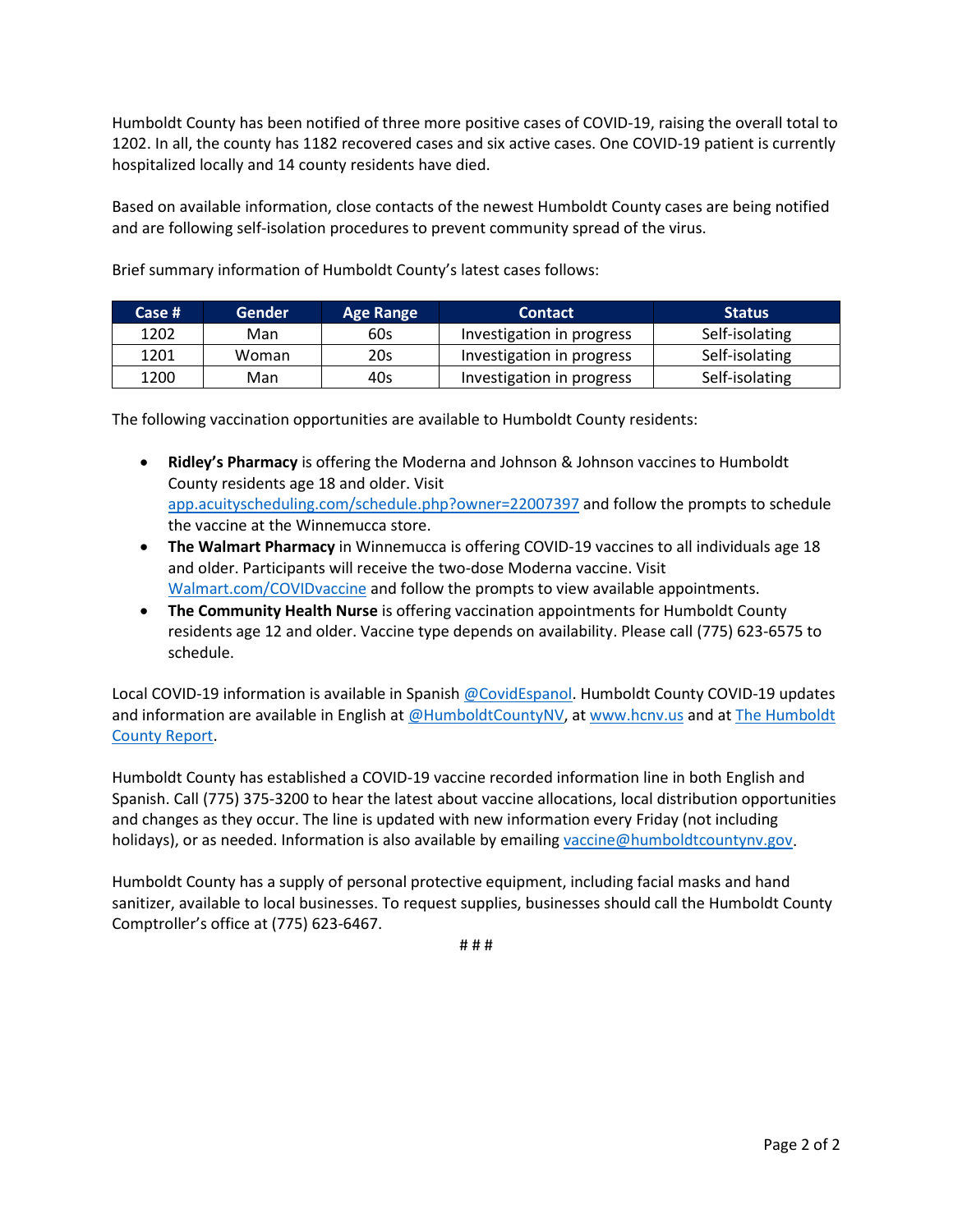Humboldt County has been notified of three more positive cases of COVID-19, raising the overall total to 1202. In all, the county has 1182 recovered cases and six active cases. One COVID-19 patient is currently hospitalized locally and 14 county residents have died.

Based on available information, close contacts of the newest Humboldt County cases are being notified and are following self-isolation procedures to prevent community spread of the virus.

Brief summary information of Humboldt County's latest cases follows:

| Case # | Gender | Age Range | Contact | Status |
|---|---|---|---|---|
| 1202 | Man | 60s | Investigation in progress | Self-isolating |
| 1201 | Woman | 20s | Investigation in progress | Self-isolating |
| 1200 | Man | 40s | Investigation in progress | Self-isolating |

The following vaccination opportunities are available to Humboldt County residents:

- **Ridley's Pharmacy** is offering the Moderna and Johnson & Johnson vaccines to Humboldt County residents age 18 and older. Visit app.acuityscheduling.com/schedule.php?owner=22007397 and follow the prompts to schedule the vaccine at the Winnemucca store.
- **The Walmart Pharmacy** in Winnemucca is offering COVID-19 vaccines to all individuals age 18 and older. Participants will receive the two-dose Moderna vaccine. Visit Walmart.com/COVIDvaccine and follow the prompts to view available appointments.
- **The Community Health Nurse** is offering vaccination appointments for Humboldt County residents age 12 and older. Vaccine type depends on availability. Please call (775) 623-6575 to schedule.

Local COVID-19 information is available in Spanish @CovidEspanol. Humboldt County COVID-19 updates and information are available in English at @HumboldtCountyNV, at www.hcnv.us and at The Humboldt County Report.

Humboldt County has established a COVID-19 vaccine recorded information line in both English and Spanish. Call (775) 375-3200 to hear the latest about vaccine allocations, local distribution opportunities and changes as they occur. The line is updated with new information every Friday (not including holidays), or as needed. Information is also available by emailing vaccine@humboldtcountynv.gov.

Humboldt County has a supply of personal protective equipment, including facial masks and hand sanitizer, available to local businesses. To request supplies, businesses should call the Humboldt County Comptroller's office at (775) 623-6467.

# # #